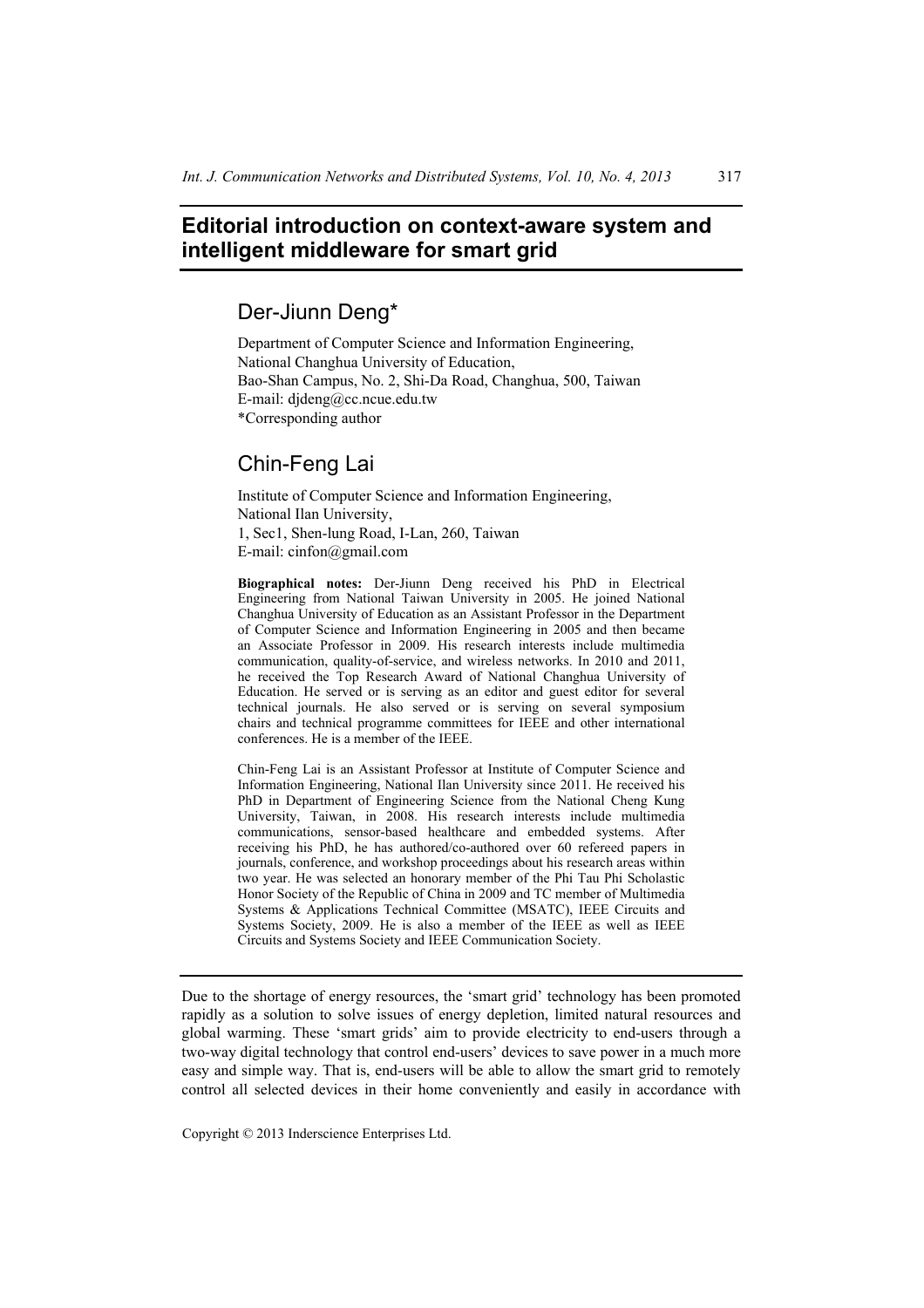# Editorial introduction on context-aware system and intelligent middleware for smart grid

## Der-Jiunn Deng*

Department of Computer Science and Information Engineering,
National Changhua University of Education,
Bao-Shan Campus, No. 2, Shi-Da Road, Changhua, 500, Taiwan
E-mail: djdeng@cc.ncue.edu.tw
*Corresponding author

## Chin-Feng Lai

Institute of Computer Science and Information Engineering,
National Ilan University,
1, Sec1, Shen-lung Road, I-Lan, 260, Taiwan
E-mail: cinfon@gmail.com

**Biographical notes:** Der-Jiunn Deng received his PhD in Electrical Engineering from National Taiwan University in 2005. He joined National Changhua University of Education as an Assistant Professor in the Department of Computer Science and Information Engineering in 2005 and then became an Associate Professor in 2009. His research interests include multimedia communication, quality-of-service, and wireless networks. In 2010 and 2011, he received the Top Research Award of National Changhua University of Education. He served or is serving as an editor and guest editor for several technical journals. He also served or is serving on several symposium chairs and technical programme committees for IEEE and other international conferences. He is a member of the IEEE.

Chin-Feng Lai is an Assistant Professor at Institute of Computer Science and Information Engineering, National Ilan University since 2011. He received his PhD in Department of Engineering Science from the National Cheng Kung University, Taiwan, in 2008. His research interests include multimedia communications, sensor-based healthcare and embedded systems. After receiving his PhD, he has authored/co-authored over 60 refereed papers in journals, conference, and workshop proceedings about his research areas within two year. He was selected an honorary member of the Phi Tau Phi Scholastic Honor Society of the Republic of China in 2009 and TC member of Multimedia Systems & Applications Technical Committee (MSATC), IEEE Circuits and Systems Society, 2009. He is also a member of the IEEE as well as IEEE Circuits and Systems Society and IEEE Communication Society.

Due to the shortage of energy resources, the 'smart grid' technology has been promoted rapidly as a solution to solve issues of energy depletion, limited natural resources and global warming. These 'smart grids' aim to provide electricity to end-users through a two-way digital technology that control end-users' devices to save power in a much more easy and simple way. That is, end-users will be able to allow the smart grid to remotely control all selected devices in their home conveniently and easily in accordance with

Copyright © 2013 Inderscience Enterprises Ltd.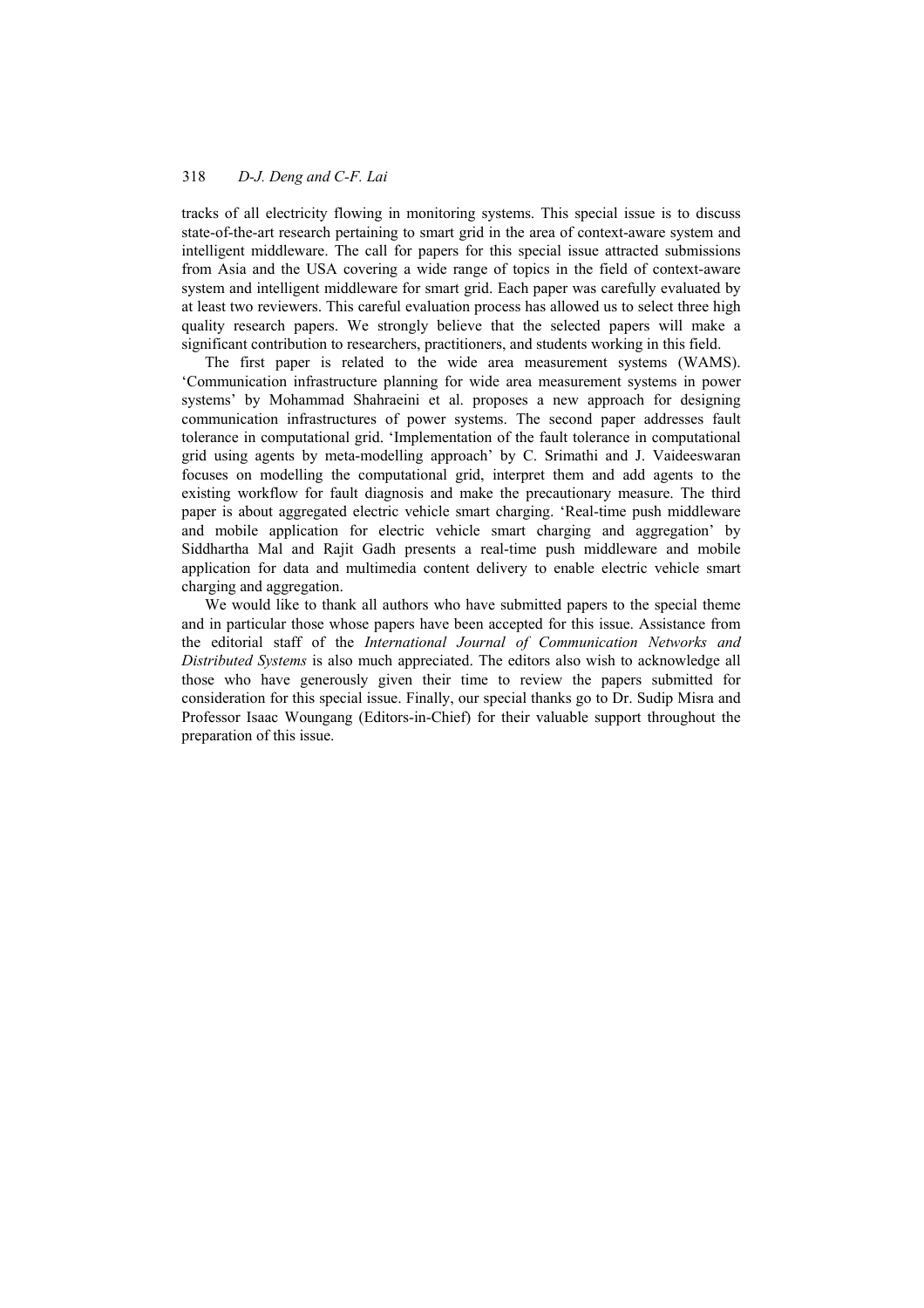tracks of all electricity flowing in monitoring systems. This special issue is to discuss state-of-the-art research pertaining to smart grid in the area of context-aware system and intelligent middleware. The call for papers for this special issue attracted submissions from Asia and the USA covering a wide range of topics in the field of context-aware system and intelligent middleware for smart grid. Each paper was carefully evaluated by at least two reviewers. This careful evaluation process has allowed us to select three high quality research papers. We strongly believe that the selected papers will make a significant contribution to researchers, practitioners, and students working in this field.

The first paper is related to the wide area measurement systems (WAMS). 'Communication infrastructure planning for wide area measurement systems in power systems' by Mohammad Shahraeini et al. proposes a new approach for designing communication infrastructures of power systems. The second paper addresses fault tolerance in computational grid. 'Implementation of the fault tolerance in computational grid using agents by meta-modelling approach' by C. Srimathi and J. Vaideeswaran focuses on modelling the computational grid, interpret them and add agents to the existing workflow for fault diagnosis and make the precautionary measure. The third paper is about aggregated electric vehicle smart charging. 'Real-time push middleware and mobile application for electric vehicle smart charging and aggregation' by Siddhartha Mal and Rajit Gadh presents a real-time push middleware and mobile application for data and multimedia content delivery to enable electric vehicle smart charging and aggregation.

We would like to thank all authors who have submitted papers to the special theme and in particular those whose papers have been accepted for this issue. Assistance from the editorial staff of the *International Journal of Communication Networks and Distributed Systems* is also much appreciated. The editors also wish to acknowledge all those who have generously given their time to review the papers submitted for consideration for this special issue. Finally, our special thanks go to Dr. Sudip Misra and Professor Isaac Woungang (Editors-in-Chief) for their valuable support throughout the preparation of this issue.